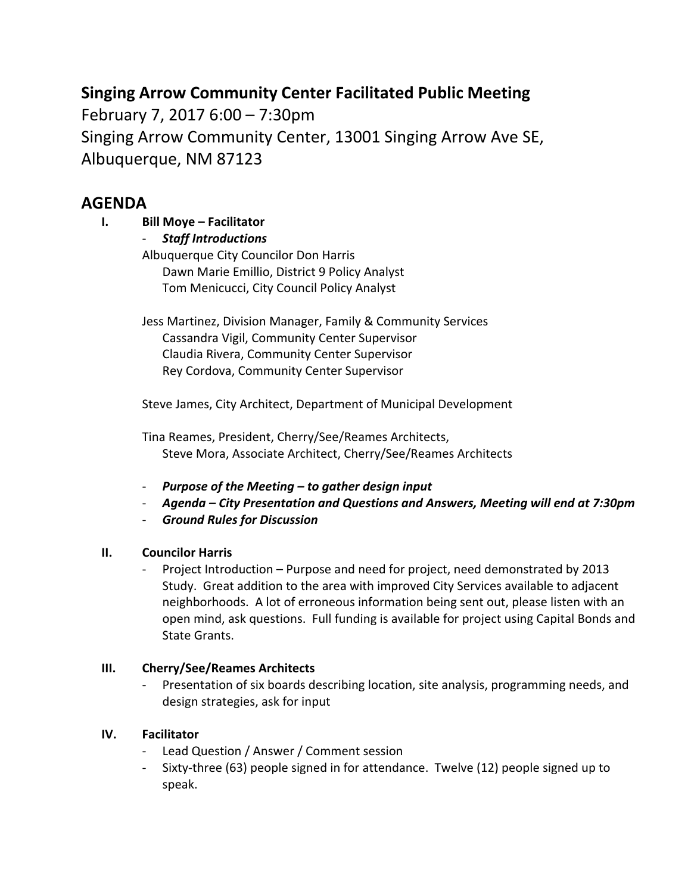# Singing Arrow Community Center Facilitated Public Meeting

February 7, 2017 6:00 – 7:30pm

Singing Arrow Community Center, 13001 Singing Arrow Ave SE, Albuquerque, NM 87123

## AGENDA

**I. Bill Moye – Facilitator**

- ***Staff Introductions***

Albuquerque City Councilor Don Harris
   Dawn Marie Emillio, District 9 Policy Analyst
   Tom Menicucci, City Council Policy Analyst

Jess Martinez, Division Manager, Family & Community Services
   Cassandra Vigil, Community Center Supervisor
   Claudia Rivera, Community Center Supervisor
   Rey Cordova, Community Center Supervisor

Steve James, City Architect, Department of Municipal Development

Tina Reames, President, Cherry/See/Reames Architects,
   Steve Mora, Associate Architect, Cherry/See/Reames Architects

- ***Purpose of the Meeting – to gather design input***
- ***Agenda – City Presentation and Questions and Answers, Meeting will end at 7:30pm***
- ***Ground Rules for Discussion***

**II. Councilor Harris**

- Project Introduction – Purpose and need for project, need demonstrated by 2013 Study. Great addition to the area with improved City Services available to adjacent neighborhoods. A lot of erroneous information being sent out, please listen with an open mind, ask questions. Full funding is available for project using Capital Bonds and State Grants.

**III. Cherry/See/Reames Architects**

- Presentation of six boards describing location, site analysis, programming needs, and design strategies, ask for input

**IV. Facilitator**

- Lead Question / Answer / Comment session
- Sixty-three (63) people signed in for attendance. Twelve (12) people signed up to speak.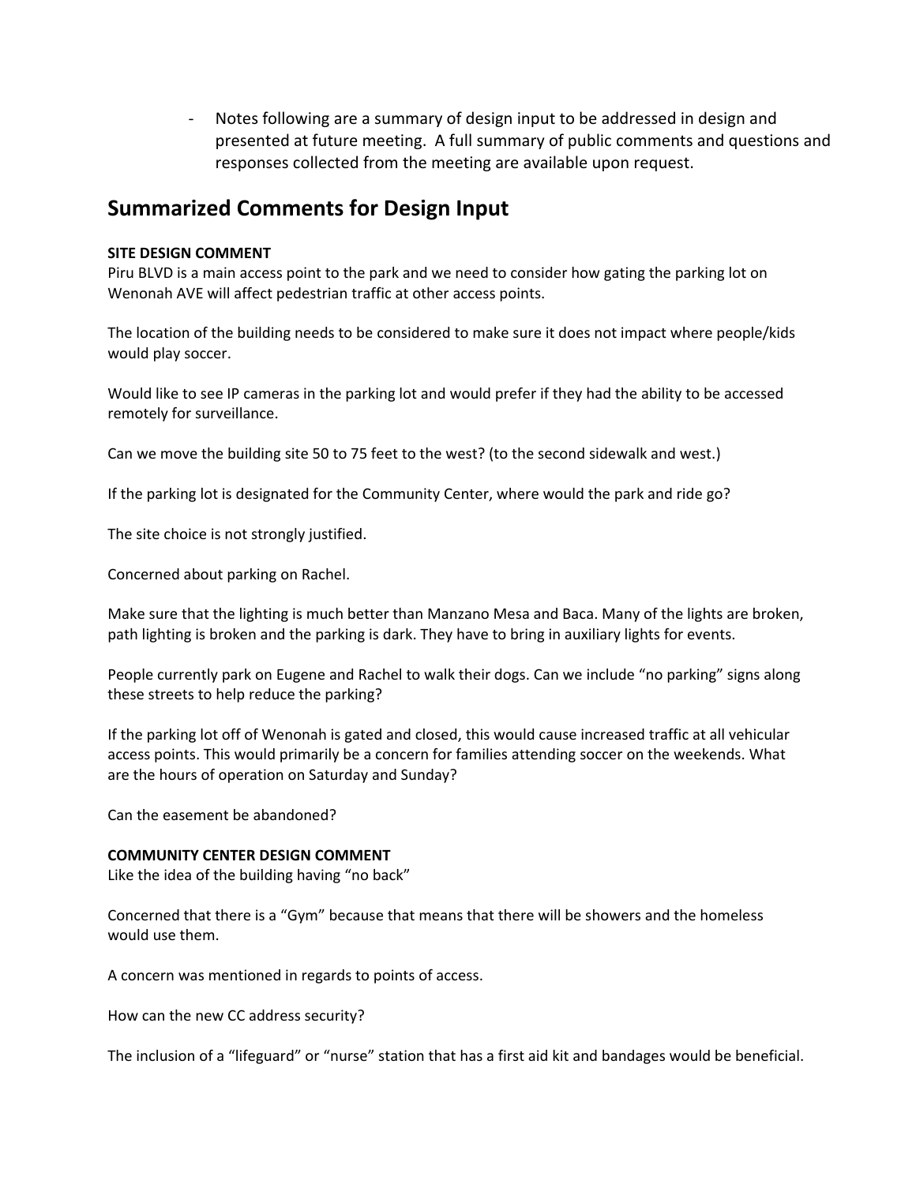- Notes following are a summary of design input to be addressed in design and presented at future meeting. A full summary of public comments and questions and responses collected from the meeting are available upon request.

## Summarized Comments for Design Input

**SITE DESIGN COMMENT**

Piru BLVD is a main access point to the park and we need to consider how gating the parking lot on Wenonah AVE will affect pedestrian traffic at other access points.

The location of the building needs to be considered to make sure it does not impact where people/kids would play soccer.

Would like to see IP cameras in the parking lot and would prefer if they had the ability to be accessed remotely for surveillance.

Can we move the building site 50 to 75 feet to the west? (to the second sidewalk and west.)

If the parking lot is designated for the Community Center, where would the park and ride go?

The site choice is not strongly justified.

Concerned about parking on Rachel.

Make sure that the lighting is much better than Manzano Mesa and Baca. Many of the lights are broken, path lighting is broken and the parking is dark. They have to bring in auxiliary lights for events.

People currently park on Eugene and Rachel to walk their dogs. Can we include "no parking" signs along these streets to help reduce the parking?

If the parking lot off of Wenonah is gated and closed, this would cause increased traffic at all vehicular access points. This would primarily be a concern for families attending soccer on the weekends. What are the hours of operation on Saturday and Sunday?

Can the easement be abandoned?

**COMMUNITY CENTER DESIGN COMMENT**

Like the idea of the building having "no back"

Concerned that there is a "Gym" because that means that there will be showers and the homeless would use them.

A concern was mentioned in regards to points of access.

How can the new CC address security?

The inclusion of a "lifeguard" or "nurse" station that has a first aid kit and bandages would be beneficial.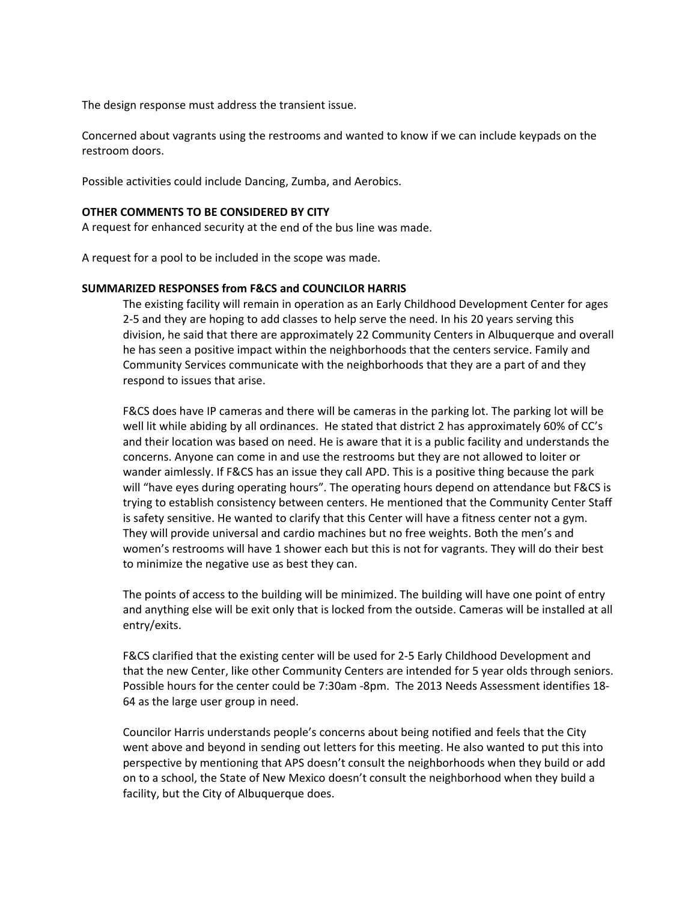The design response must address the transient issue.

Concerned about vagrants using the restrooms and wanted to know if we can include keypads on the restroom doors.

Possible activities could include Dancing, Zumba, and Aerobics.

**OTHER COMMENTS TO BE CONSIDERED BY CITY**

A request for enhanced security at the end of the bus line was made.

A request for a pool to be included in the scope was made.

**SUMMARIZED RESPONSES from F&CS and COUNCILOR HARRIS**

The existing facility will remain in operation as an Early Childhood Development Center for ages 2-5 and they are hoping to add classes to help serve the need. In his 20 years serving this division, he said that there are approximately 22 Community Centers in Albuquerque and overall he has seen a positive impact within the neighborhoods that the centers service. Family and Community Services communicate with the neighborhoods that they are a part of and they respond to issues that arise.

F&CS does have IP cameras and there will be cameras in the parking lot. The parking lot will be well lit while abiding by all ordinances. He stated that district 2 has approximately 60% of CC's and their location was based on need. He is aware that it is a public facility and understands the concerns. Anyone can come in and use the restrooms but they are not allowed to loiter or wander aimlessly. If F&CS has an issue they call APD. This is a positive thing because the park will "have eyes during operating hours". The operating hours depend on attendance but F&CS is trying to establish consistency between centers. He mentioned that the Community Center Staff is safety sensitive. He wanted to clarify that this Center will have a fitness center not a gym. They will provide universal and cardio machines but no free weights. Both the men's and women's restrooms will have 1 shower each but this is not for vagrants. They will do their best to minimize the negative use as best they can.

The points of access to the building will be minimized. The building will have one point of entry and anything else will be exit only that is locked from the outside. Cameras will be installed at all entry/exits.

F&CS clarified that the existing center will be used for 2-5 Early Childhood Development and that the new Center, like other Community Centers are intended for 5 year olds through seniors. Possible hours for the center could be 7:30am -8pm. The 2013 Needs Assessment identifies 18-64 as the large user group in need.

Councilor Harris understands people's concerns about being notified and feels that the City went above and beyond in sending out letters for this meeting. He also wanted to put this into perspective by mentioning that APS doesn't consult the neighborhoods when they build or add on to a school, the State of New Mexico doesn't consult the neighborhood when they build a facility, but the City of Albuquerque does.